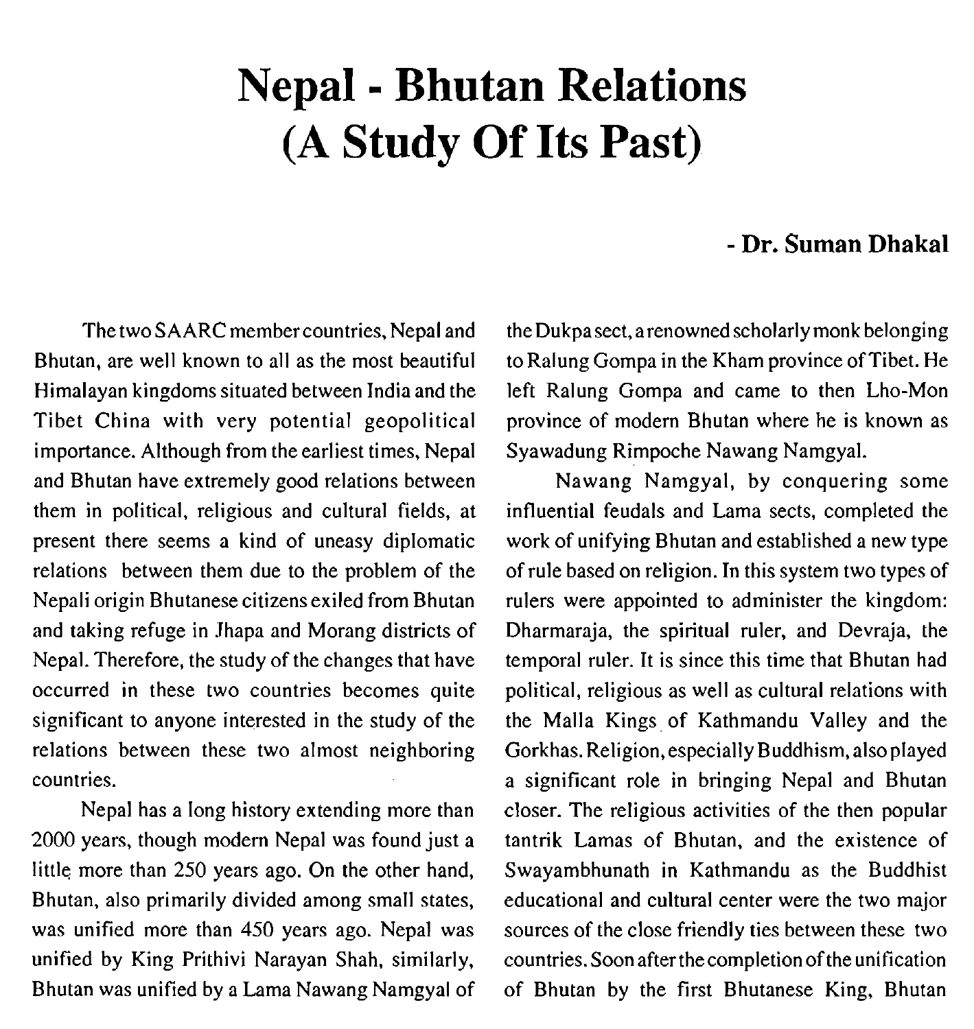# Nepal - Bhutan Relations (A Study Of Its Past)

**- Dr. Suman Dhakal**

The two SAARC member countries, Nepal and Bhutan, are well known to all as the most beautiful Himalayan kingdoms situated between India and the Tibet China with very potential geopolitical importance. Although from the earliest times, Nepal and Bhutan have extremely good relations between them in political, religious and cultural fields, at present there seems a kind of uneasy diplomatic relations between them due to the problem of the Nepali origin Bhutanese citizens exiled from Bhutan and taking refuge in Jhapa and Morang districts of Nepal. Therefore, the study of the changes that have occurred in these two countries becomes quite significant to anyone interested in the study of the relations between these two almost neighboring countries.

Nepal has a long history extending more than 2000 years, though modern Nepal was found just a little more than 250 years ago. On the other hand, Bhutan, also primarily divided among small states, was unified more than 450 years ago. Nepal was unified by King Prithivi Narayan Shah, similarly, Bhutan was unified by a Lama Nawang Namgyal of the Dukpa sect, a renowned scholarly monk belonging to Ralung Gompa in the Kham province of Tibet. He left Ralung Gompa and came to then Lho-Mon province of modern Bhutan where he is known as Syawadung Rimpoche Nawang Namgyal.

Nawang Namgyal, by conquering some influential feudals and Lama sects, completed the work of unifying Bhutan and established a new type of rule based on religion. In this system two types of rulers were appointed to administer the kingdom: Dharmaraja, the spiritual ruler, and Devraja, the temporal ruler. It is since this time that Bhutan had political, religious as well as cultural relations with the Malla Kings of Kathmandu Valley and the Gorkhas. Religion, especially Buddhism, also played a significant role in bringing Nepal and Bhutan closer. The religious activities of the then popular tantrik Lamas of Bhutan, and the existence of Swayambhunath in Kathmandu as the Buddhist educational and cultural center were the two major sources of the close friendly ties between these two countries. Soon after the completion of the unification of Bhutan by the first Bhutanese King, Bhutan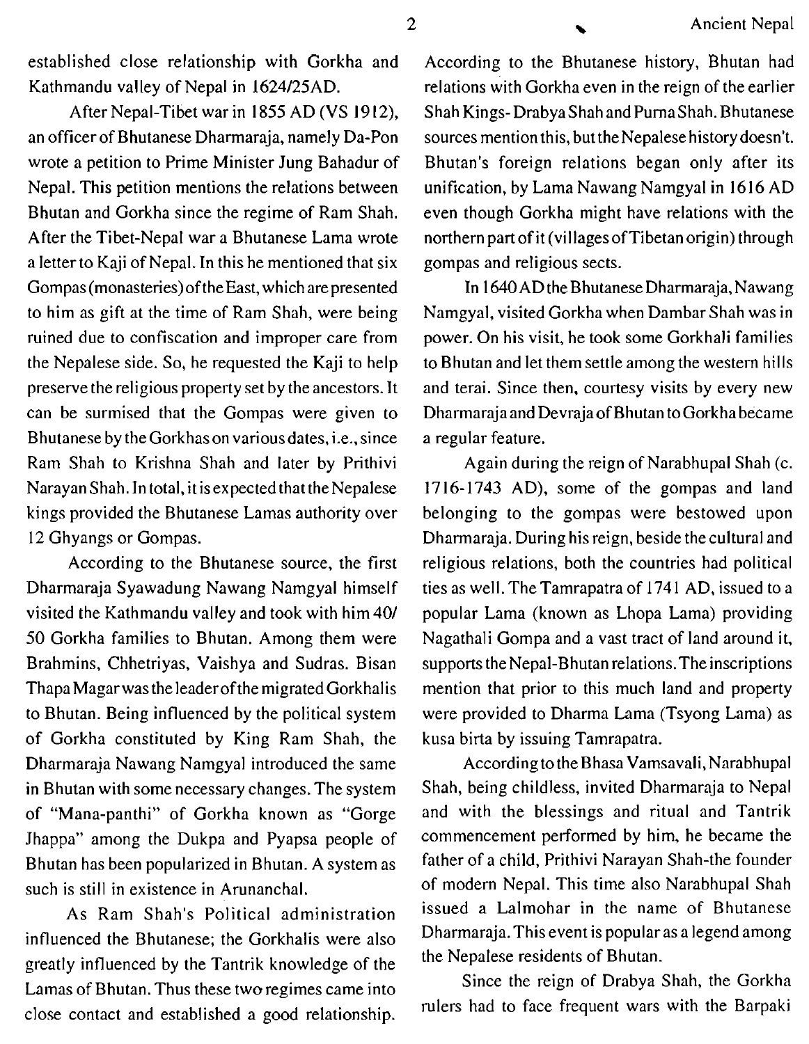established close relationship with Gorkha and Kathmandu valley of Nepal in 1624/25AD.

After Nepal-Tibet war in 1855 AD (VS 1912), an officer of Bhutanese Dharmaraja, namely Da-Pon wrote a petition to Prime Minister Jung Bahadur of Nepal. This petition mentions the relations between Bhutan and Gorkha since the regime of Ram Shah. After the Tibet-Nepal war a Bhutanese Lama wrote a letter to Kaji of Nepal. In this he mentioned that six Gompas (monasteries) of the East, which are presented to him as gift at the time of Ram Shah, were being ruined due to confiscation and improper care from the Nepalese side. So, he requested the Kaji to help preserve the religious property set by the ancestors. It can be surmised that the Gompas were given to Bhutanese by the Gorkhas on various dates, i.e., since Ram Shah to Krishna Shah and later by Prithivi Narayan Shah. In total, it is expected that the Nepalese kings provided the Bhutanese Lamas authority over 12 Ghyangs or Gompas.

According to the Bhutanese source, the first Dharmaraja Syawadung Nawang Namgyal himself visited the Kathmandu valley and took with him 40/ 50 Gorkha families to Bhutan. Among them were Brahmins, Chhetriyas, Vaishya and Sudras. Bisan Thapa Magar was the leader of the migrated Gorkhalis to Bhutan. Being influenced by the political system of Gorkha constituted by King Ram Shah, the Dharmaraja Nawang Namgyal introduced the same in Bhutan with some necessary changes. The system of "Mana-panthi" of Gorkha known as "Gorge Jhappa" among the Dukpa and Pyapsa people of Bhutan has been popularized in Bhutan. A system as such is still in existence in Arunanchal.

As Ram Shah's Political administration influenced the Bhutanese; the Gorkhalis were also greatly influenced by the Tantrik knowledge of the Lamas of Bhutan. Thus these two regimes came into close contact and established a good relationship.

According to the Bhutanese history, Bhutan had relations with Gorkha even in the reign of the earlier Shah Kings- Drabya Shah and Purna Shah. Bhutanese sources mention this, but the Nepalese history doesn't. Bhutan's foreign relations began only after its unification, by Lama Nawang Namgyal in 1616 AD even though Gorkha might have relations with the northern part of it (villages of Tibetan origin) through gompas and religious sects.

In 1640 AD the Bhutanese Dharmaraja, Nawang Namgyal, visited Gorkha when Dambar Shah was in power. On his visit, he took some Gorkhali families to Bhutan and let them settle among the western hills and terai. Since then, courtesy visits by every new Dharmaraja and Devraja of Bhutan to Gorkha became a regular feature.

Again during the reign of Narabhupal Shah (c. 1716-1743 AD), some of the gompas and land belonging to the gompas were bestowed upon Dharmaraja. During his reign, beside the cultural and religious relations, both the countries had political ties as well. The Tamrapatra of 1741 AD, issued to a popular Lama (known as Lhopa Lama) providing Nagathali Gompa and a vast tract of land around it, supports the Nepal-Bhutan relations. The inscriptions mention that prior to this much land and property were provided to Dharma Lama (Tsyong Lama) as kusa birta by issuing Tamrapatra.

According to the Bhasa Vamsavali, Narabhupal Shah, being childless, invited Dharmaraja to Nepal and with the blessings and ritual and Tantrik commencement performed by him, he became the father of a child, Prithivi Narayan Shah-the founder of modern Nepal. This time also Narabhupal Shah issued a Lalmohar in the name of Bhutanese Dharmaraja. This event is popular as a legend among the Nepalese residents of Bhutan.

Since the reign of Drabya Shah, the Gorkha rulers had to face frequent wars with the Barpaki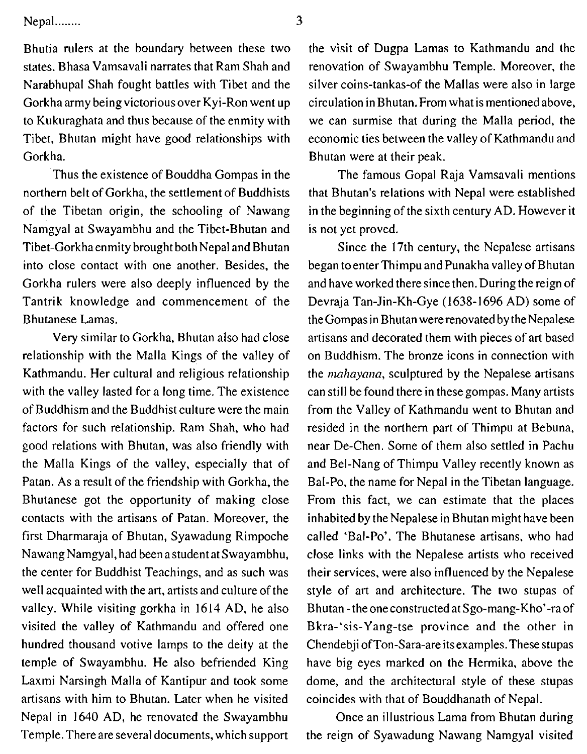Bhutia rulers at the boundary between these two states. Bhasa Vamsavali narrates that Ram Shah and Narabhupal Shah fought battles with Tibet and the Gorkha army being victorious over Kyi-Ron went up to Kukuraghata and thus because of the enmity with Tibet, Bhutan might have good relationships with Gorkha.

Thus the existence of Bouddha Gompas in the northern belt of Gorkha, the settlement of Buddhists of the Tibetan origin, the schooling of Nawang Namgyal at Swayambhu and the Tibet-Bhutan and Tibet-Gorkha enmity brought both Nepal and Bhutan into close contact with one another. Besides, the Gorkha rulers were also deeply influenced by the Tantrik knowledge and commencement of the Bhutanese Lamas.

Very similar to Gorkha, Bhutan also had close relationship with the Malla Kings of the valley of Kathmandu. Her cultural and religious relationship with the valley lasted for a long time. The existence of Buddhism and the Buddhist culture were the main factors for such relationship. Ram Shah, who had good relations with Bhutan, was also friendly with the Malla Kings of the valley, especially that of Patan. As a result of the friendship with Gorkha, the Bhutanese got the opportunity of making close contacts with the artisans of Patan. Moreover, the first Dharmaraja of Bhutan, Syawadung Rimpoche Nawang Namgyal, had been a student at Swayambhu, the center for Buddhist Teachings, and as such was well acquainted with the art, artists and culture of the valley. While visiting gorkha in 1614 AD, he also visited the valley of Kathmandu and offered one hundred thousand votive lamps to the deity at the temple of Swayambhu. He also befriended King Laxmi Narsingh Malla of Kantipur and took some artisans with him to Bhutan. Later when he visited Nepal in 1640 AD, he renovated the Swayambhu Temple. There are several documents, which support the visit of Dugpa Lamas to Kathmandu and the renovation of Swayambhu Temple. Moreover, the silver coins-tankas-of the Mallas were also in large circulation in Bhutan. From what is mentioned above, we can surmise that during the Malla period, the economic ties between the valley of Kathmandu and Bhutan were at their peak.

The famous Gopal Raja Vamsavali mentions that Bhutan's relations with Nepal were established in the beginning of the sixth century AD. However it is not yet proved.

Since the 17th century, the Nepalese artisans began to enter Thimpu and Punakha valley of Bhutan and have worked there since then. During the reign of Devraja Tan-Jin-Kh-Gye (1638-1696 AD) some of the Gompas in Bhutan were renovated by the Nepalese artisans and decorated them with pieces of art based on Buddhism. The bronze icons in connection with the *mahayana*, sculptured by the Nepalese artisans can still be found there in these gompas. Many artists from the Valley of Kathmandu went to Bhutan and resided in the northern part of Thimpu at Bebuna, near De-Chen. Some of them also settled in Pachu and Bel-Nang of Thimpu Valley recently known as Bal-Po, the name for Nepal in the Tibetan language. From this fact, we can estimate that the places inhabited by the Nepalese in Bhutan might have been called 'Bal-Po'. The Bhutanese artisans, who had close links with the Nepalese artists who received their services, were also influenced by the Nepalese style of art and architecture. The two stupas of Bhutan - the one constructed at Sgo-mang-Kho'-ra of Bkra-'sis-Yang-tse province and the other in Chendebji of Ton-Sara-are its examples. These stupas have big eyes marked on the Hermika, above the dome, and the architectural style of these stupas coincides with that of Bouddhanath of Nepal.

Once an illustrious Lama from Bhutan during the reign of Syawadung Nawang Namgyal visited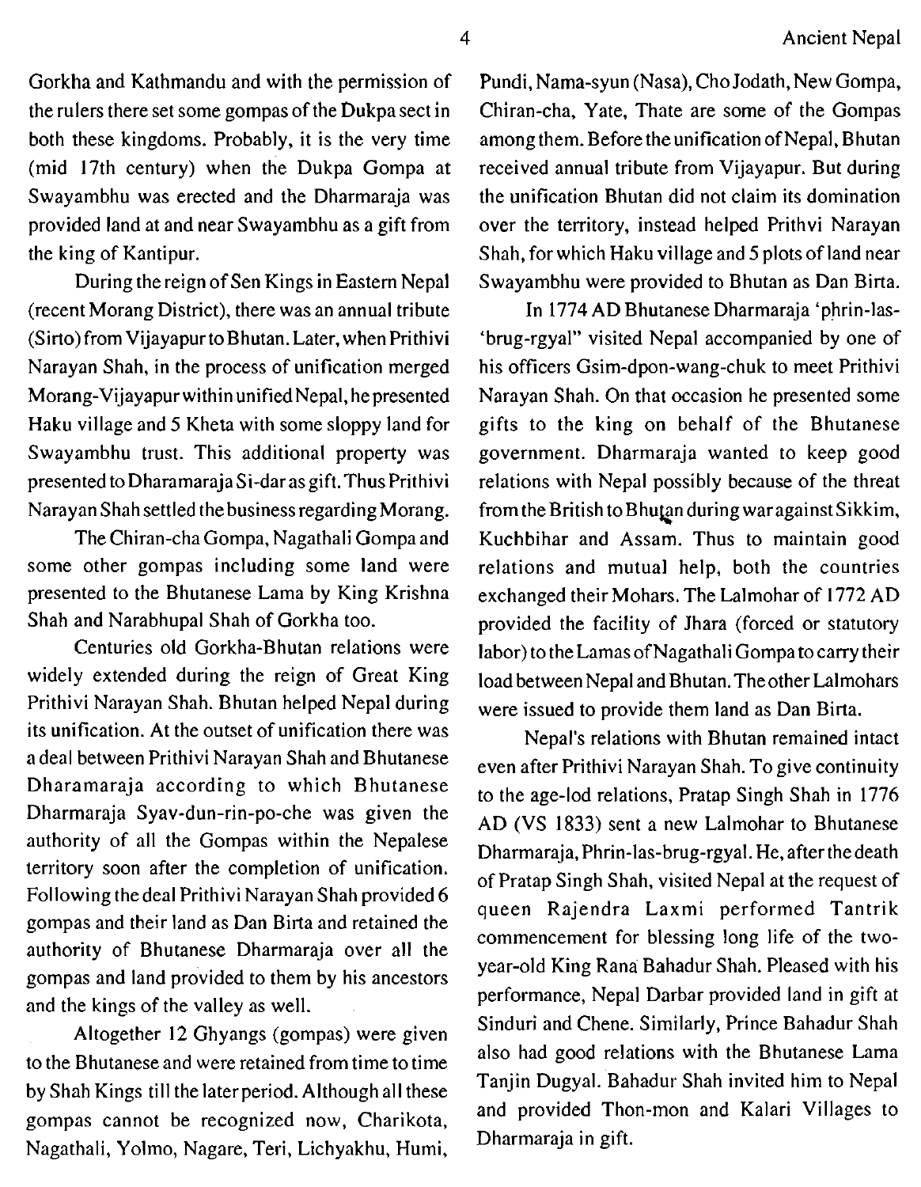Gorkha and Kathmandu and with the permission of the rulers there set some gompas of the Dukpa sect in both these kingdoms. Probably, it is the very time (mid 17th century) when the Dukpa Gompa at Swayambhu was erected and the Dharmaraja was provided land at and near Swayambhu as a gift from the king of Kantipur.

During the reign of Sen Kings in Eastern Nepal (recent Morang District), there was an annual tribute (Sirto) from Vijayapur to Bhutan. Later, when Prithivi Narayan Shah, in the process of unification merged Morang-Vijayapur within unified Nepal, he presented Haku village and 5 Kheta with some sloppy land for Swayambhu trust. This additional property was presented to Dharamaraja Si-dar as gift. Thus Prithivi Narayan Shah settled the business regarding Morang.

The Chiran-cha Gompa, Nagathali Gompa and some other gompas including some land were presented to the Bhutanese Lama by King Krishna Shah and Narabhupal Shah of Gorkha too.

Centuries old Gorkha-Bhutan relations were widely extended during the reign of Great King Prithivi Narayan Shah. Bhutan helped Nepal during its unification. At the outset of unification there was a deal between Prithivi Narayan Shah and Bhutanese Dharamaraja according to which Bhutanese Dharmaraja Syav-dun-rin-po-che was given the authority of all the Gompas within the Nepalese territory soon after the completion of unification. Following the deal Prithivi Narayan Shah provided 6 gompas and their land as Dan Birta and retained the authority of Bhutanese Dharmaraja over all the gompas and land provided to them by his ancestors and the kings of the valley as well.

Altogether 12 Ghyangs (gompas) were given to the Bhutanese and were retained from time to time by Shah Kings till the later period. Although all these gompas cannot be recognized now, Charikota, Nagathali, Yolmo, Nagare, Teri, Lichyakhu, Humi, Pundi, Nama-syun (Nasa), Cho Jodath, New Gompa, Chiran-cha, Yate, Thate are some of the Gompas among them. Before the unification of Nepal, Bhutan received annual tribute from Vijayapur. But during the unification Bhutan did not claim its domination over the territory, instead helped Prithvi Narayan Shah, for which Haku village and 5 plots of land near Swayambhu were provided to Bhutan as Dan Birta.

In 1774 AD Bhutanese Dharmaraja 'phrin-las-'brug-rgyal" visited Nepal accompanied by one of his officers Gsim-dpon-wang-chuk to meet Prithivi Narayan Shah. On that occasion he presented some gifts to the king on behalf of the Bhutanese government. Dharmaraja wanted to keep good relations with Nepal possibly because of the threat from the British to Bhutan during war against Sikkim, Kuchbihar and Assam. Thus to maintain good relations and mutual help, both the countries exchanged their Mohars. The Lalmohar of 1772 AD provided the facility of Jhara (forced or statutory labor) to the Lamas of Nagathali Gompa to carry their load between Nepal and Bhutan. The other Lalmohars were issued to provide them land as Dan Birta.

Nepal's relations with Bhutan remained intact even after Prithivi Narayan Shah. To give continuity to the age-lod relations, Pratap Singh Shah in 1776 AD (VS 1833) sent a new Lalmohar to Bhutanese Dharmaraja, Phrin-las-brug-rgyal. He, after the death of Pratap Singh Shah, visited Nepal at the request of queen Rajendra Laxmi performed Tantrik commencement for blessing long life of the two-year-old King Rana Bahadur Shah. Pleased with his performance, Nepal Darbar provided land in gift at Sinduri and Chene. Similarly, Prince Bahadur Shah also had good relations with the Bhutanese Lama Tanjin Dugyal. Bahadur Shah invited him to Nepal and provided Thon-mon and Kalari Villages to Dharmaraja in gift.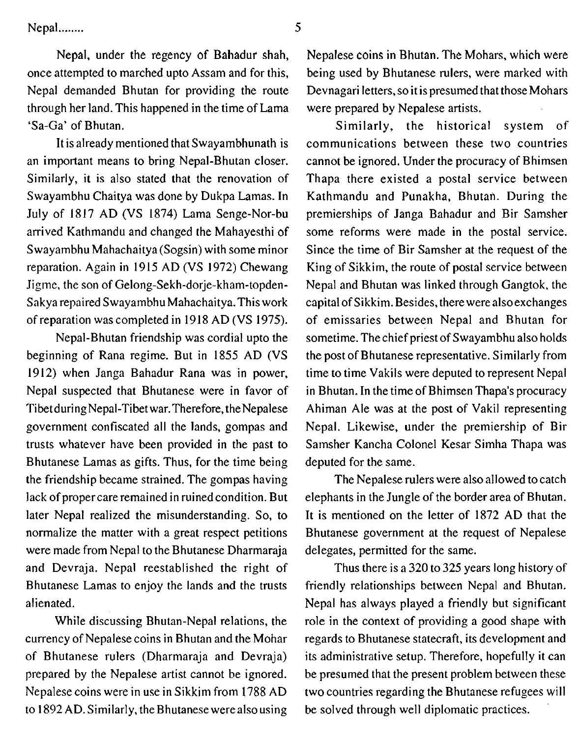Nepal, under the regency of Bahadur shah, once attempted to marched upto Assam and for this, Nepal demanded Bhutan for providing the route through her land. This happened in the time of Lama 'Sa-Ga' of Bhutan.

It is already mentioned that Swayambhunath is an important means to bring Nepal-Bhutan closer. Similarly, it is also stated that the renovation of Swayambhu Chaitya was done by Dukpa Lamas. In July of 1817 AD (VS 1874) Lama Senge-Nor-bu arrived Kathmandu and changed the Mahayesthi of Swayambhu Mahachaitya (Sogsin) with some minor reparation. Again in 1915 AD (VS 1972) Chewang Jigme, the son of Gelong-Sekh-dorje-kham-topden-Sakya repaired Swayambhu Mahachaitya. This work of reparation was completed in 1918 AD (VS 1975).

Nepal-Bhutan friendship was cordial upto the beginning of Rana regime. But in 1855 AD (VS 1912) when Janga Bahadur Rana was in power, Nepal suspected that Bhutanese were in favor of Tibet during Nepal-Tibet war. Therefore, the Nepalese government confiscated all the lands, gompas and trusts whatever have been provided in the past to Bhutanese Lamas as gifts. Thus, for the time being the friendship became strained. The gompas having lack of proper care remained in ruined condition. But later Nepal realized the misunderstanding. So, to normalize the matter with a great respect petitions were made from Nepal to the Bhutanese Dharmaraja and Devraja. Nepal reestablished the right of Bhutanese Lamas to enjoy the lands and the trusts alienated.

While discussing Bhutan-Nepal relations, the currency of Nepalese coins in Bhutan and the Mohar of Bhutanese rulers (Dharmaraja and Devraja) prepared by the Nepalese artist cannot be ignored. Nepalese coins were in use in Sikkim from 1788 AD to 1892 AD. Similarly, the Bhutanese were also using Nepalese coins in Bhutan. The Mohars, which were being used by Bhutanese rulers, were marked with Devnagari letters, so it is presumed that those Mohars were prepared by Nepalese artists.

Similarly, the historical system of communications between these two countries cannot be ignored. Under the procuracy of Bhimsen Thapa there existed a postal service between Kathmandu and Punakha, Bhutan. During the premierships of Janga Bahadur and Bir Samsher some reforms were made in the postal service. Since the time of Bir Samsher at the request of the King of Sikkim, the route of postal service between Nepal and Bhutan was linked through Gangtok, the capital of Sikkim. Besides, there were also exchanges of emissaries between Nepal and Bhutan for sometime. The chief priest of Swayambhu also holds the post of Bhutanese representative. Similarly from time to time Vakils were deputed to represent Nepal in Bhutan. In the time of Bhimsen Thapa's procuracy Ahiman Ale was at the post of Vakil representing Nepal. Likewise, under the premiership of Bir Samsher Kancha Colonel Kesar Simha Thapa was deputed for the same.

The Nepalese rulers were also allowed to catch elephants in the Jungle of the border area of Bhutan. It is mentioned on the letter of 1872 AD that the Bhutanese government at the request of Nepalese delegates, permitted for the same.

Thus there is a 320 to 325 years long history of friendly relationships between Nepal and Bhutan. Nepal has always played a friendly but significant role in the context of providing a good shape with regards to Bhutanese statecraft, its development and its administrative setup. Therefore, hopefully it can be presumed that the present problem between these two countries regarding the Bhutanese refugees will be solved through well diplomatic practices.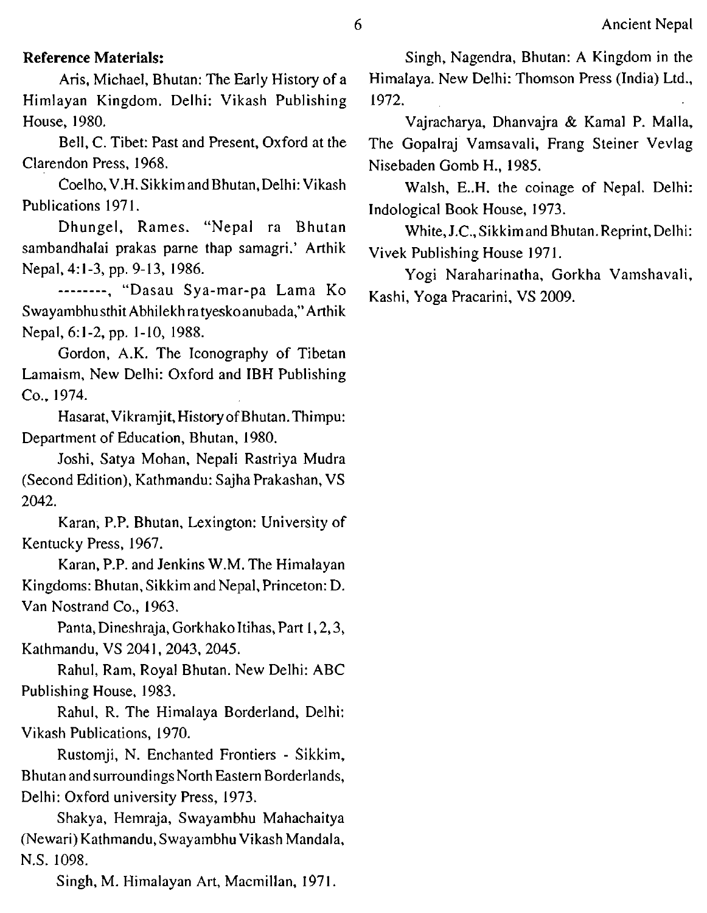**Reference Materials:**

Aris, Michael, Bhutan: The Early History of a Himlayan Kingdom. Delhi: Vikash Publishing House, 1980.

Bell, C. Tibet: Past and Present, Oxford at the Clarendon Press, 1968.

Coelho, V.H. Sikkim and Bhutan, Delhi: Vikash Publications 1971.

Dhungel, Rames. "Nepal ra Bhutan sambandhalai prakas parne thap samagri.' Arthik Nepal, 4:1-3, pp. 9-13, 1986.

--------, "Dasau Sya-mar-pa Lama Ko Swayambhu sthit Abhilekh ra tyesko anubada," Arthik Nepal, 6:1-2, pp. 1-10, 1988.

Gordon, A.K. The Iconography of Tibetan Lamaism, New Delhi: Oxford and IBH Publishing Co., 1974.

Hasarat, Vikramjit, History of Bhutan. Thimpu: Department of Education, Bhutan, 1980.

Joshi, Satya Mohan, Nepali Rastriya Mudra (Second Edition), Kathmandu: Sajha Prakashan, VS 2042.

Karan, P.P. Bhutan, Lexington: University of Kentucky Press, 1967.

Karan, P.P. and Jenkins W.M. The Himalayan Kingdoms: Bhutan, Sikkim and Nepal, Princeton: D. Van Nostrand Co., 1963.

Panta, Dineshraja, Gorkhako Itihas, Part 1, 2, 3, Kathmandu, VS 2041, 2043, 2045.

Rahul, Ram, Royal Bhutan. New Delhi: ABC Publishing House, 1983.

Rahul, R. The Himalaya Borderland, Delhi: Vikash Publications, 1970.

Rustomji, N. Enchanted Frontiers - Sikkim, Bhutan and surroundings North Eastern Borderlands, Delhi: Oxford university Press, 1973.

Shakya, Hemraja, Swayambhu Mahachaitya (Newari) Kathmandu, Swayambhu Vikash Mandala, N.S. 1098.

Singh, M. Himalayan Art, Macmillan, 1971.

Singh, Nagendra, Bhutan: A Kingdom in the Himalaya. New Delhi: Thomson Press (India) Ltd., 1972.

Vajracharya, Dhanvajra & Kamal P. Malla, The Gopalraj Vamsavali, Frang Steiner Vevlag Nisebaden Gomb H., 1985.

Walsh, E..H. the coinage of Nepal. Delhi: Indological Book House, 1973.

White, J.C., Sikkim and Bhutan. Reprint, Delhi: Vivek Publishing House 1971.

Yogi Naraharinatha, Gorkha Vamshavali, Kashi, Yoga Pracarini, VS 2009.